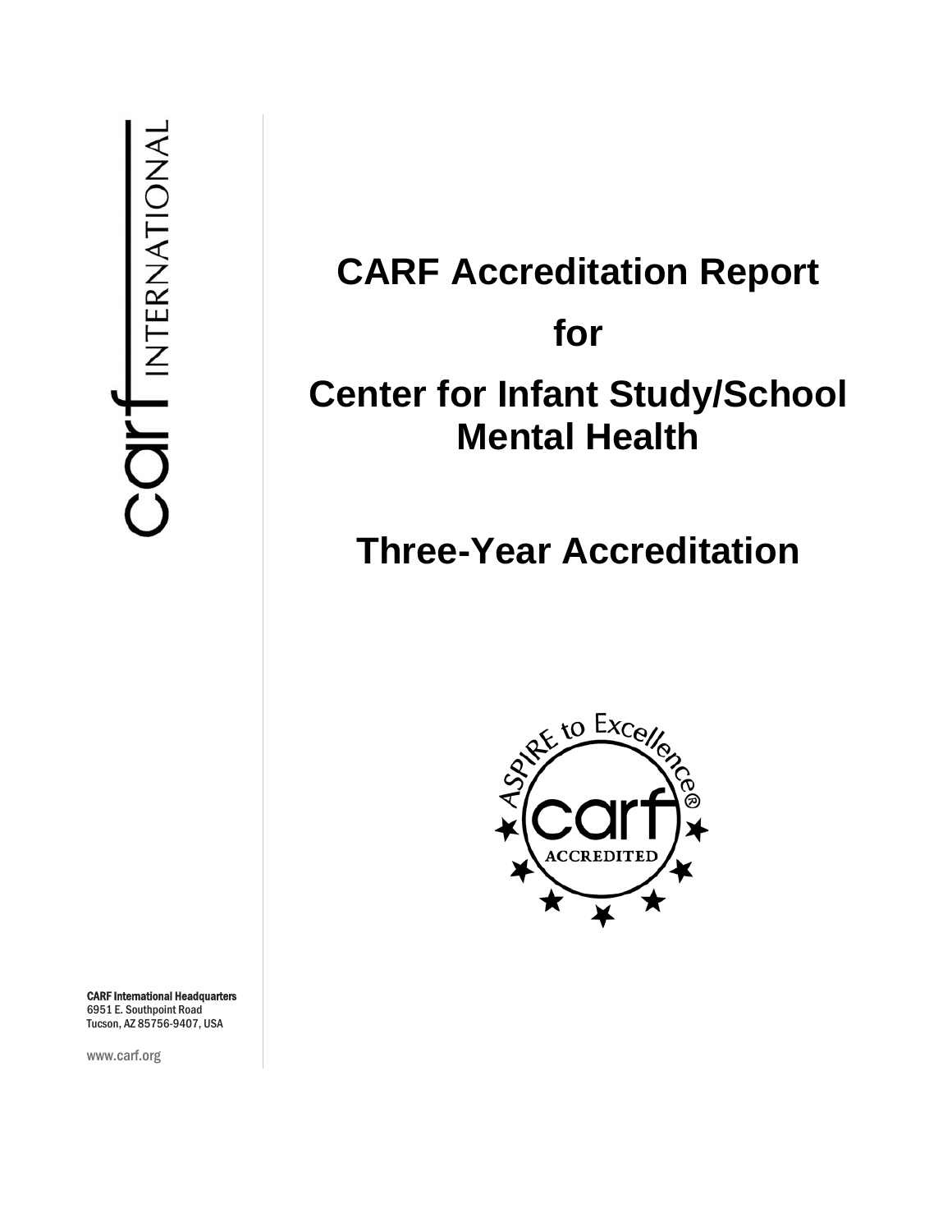# CARF Accreditation Report

# for

# Center for Infant Study/School Mental Health

# Three-Year Accreditation

**CARF International Headquarters**
6951 E. Southpoint Road
Tucson, AZ 85756-9407, USA

www.carf.org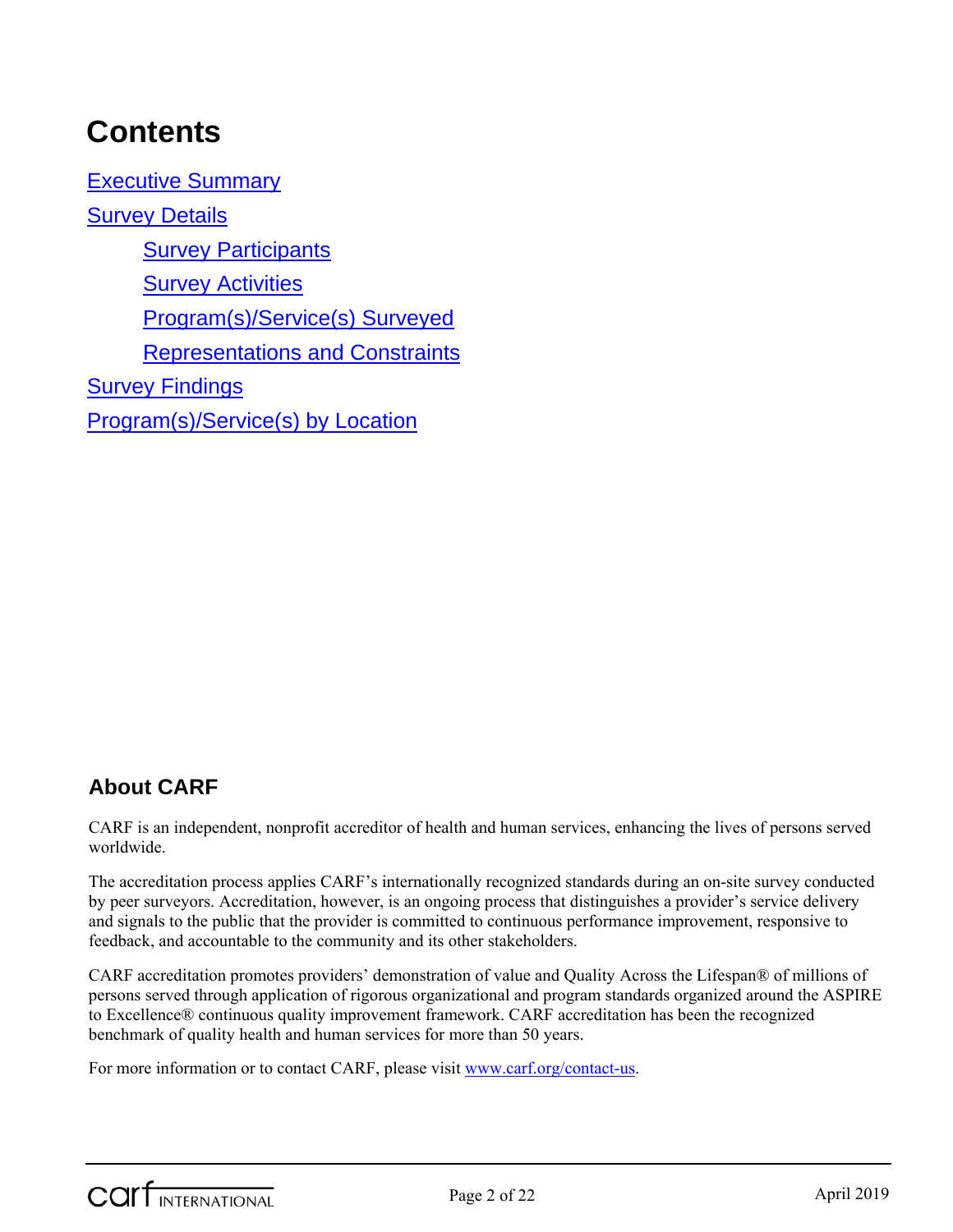# Contents

[Executive Summary]

[Survey Details]

- [Survey Participants]
- [Survey Activities]
- [Program(s)/Service(s) Surveyed]
- [Representations and Constraints]

[Survey Findings]

[Program(s)/Service(s) by Location]

## About CARF

CARF is an independent, nonprofit accreditor of health and human services, enhancing the lives of persons served worldwide.

The accreditation process applies CARF's internationally recognized standards during an on-site survey conducted by peer surveyors. Accreditation, however, is an ongoing process that distinguishes a provider's service delivery and signals to the public that the provider is committed to continuous performance improvement, responsive to feedback, and accountable to the community and its other stakeholders.

CARF accreditation promotes providers' demonstration of value and Quality Across the Lifespan® of millions of persons served through application of rigorous organizational and program standards organized around the ASPIRE to Excellence® continuous quality improvement framework. CARF accreditation has been the recognized benchmark of quality health and human services for more than 50 years.

For more information or to contact CARF, please visit www.carf.org/contact-us.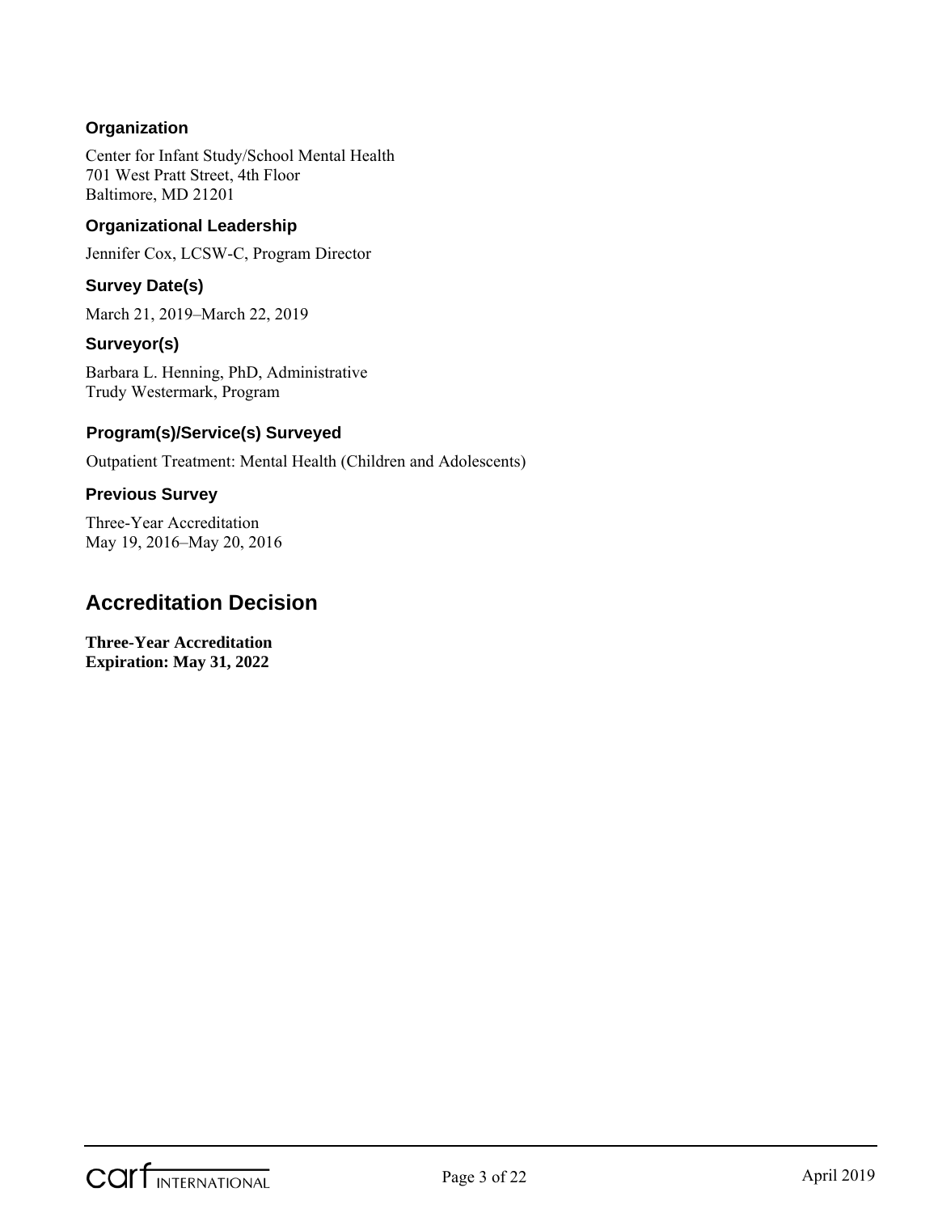### Organization

Center for Infant Study/School Mental Health
701 West Pratt Street, 4th Floor
Baltimore, MD 21201

### Organizational Leadership

Jennifer Cox, LCSW-C, Program Director

### Survey Date(s)

March 21, 2019–March 22, 2019

### Surveyor(s)

Barbara L. Henning, PhD, Administrative
Trudy Westermark, Program

### Program(s)/Service(s) Surveyed

Outpatient Treatment: Mental Health (Children and Adolescents)

### Previous Survey

Three-Year Accreditation
May 19, 2016–May 20, 2016

## Accreditation Decision

**Three-Year Accreditation**
**Expiration: May 31, 2022**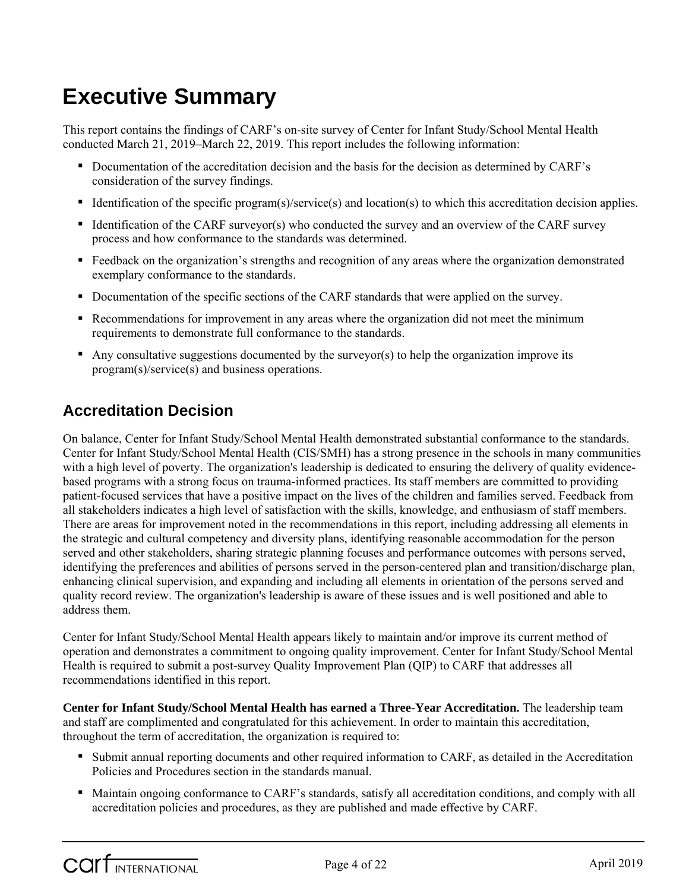# Executive Summary

This report contains the findings of CARF's on-site survey of Center for Infant Study/School Mental Health conducted March 21, 2019–March 22, 2019. This report includes the following information:

- Documentation of the accreditation decision and the basis for the decision as determined by CARF's consideration of the survey findings.
- Identification of the specific program(s)/service(s) and location(s) to which this accreditation decision applies.
- Identification of the CARF surveyor(s) who conducted the survey and an overview of the CARF survey process and how conformance to the standards was determined.
- Feedback on the organization's strengths and recognition of any areas where the organization demonstrated exemplary conformance to the standards.
- Documentation of the specific sections of the CARF standards that were applied on the survey.
- Recommendations for improvement in any areas where the organization did not meet the minimum requirements to demonstrate full conformance to the standards.
- Any consultative suggestions documented by the surveyor(s) to help the organization improve its program(s)/service(s) and business operations.

## Accreditation Decision

On balance, Center for Infant Study/School Mental Health demonstrated substantial conformance to the standards. Center for Infant Study/School Mental Health (CIS/SMH) has a strong presence in the schools in many communities with a high level of poverty. The organization's leadership is dedicated to ensuring the delivery of quality evidence-based programs with a strong focus on trauma-informed practices. Its staff members are committed to providing patient-focused services that have a positive impact on the lives of the children and families served. Feedback from all stakeholders indicates a high level of satisfaction with the skills, knowledge, and enthusiasm of staff members. There are areas for improvement noted in the recommendations in this report, including addressing all elements in the strategic and cultural competency and diversity plans, identifying reasonable accommodation for the person served and other stakeholders, sharing strategic planning focuses and performance outcomes with persons served, identifying the preferences and abilities of persons served in the person-centered plan and transition/discharge plan, enhancing clinical supervision, and expanding and including all elements in orientation of the persons served and quality record review. The organization's leadership is aware of these issues and is well positioned and able to address them.

Center for Infant Study/School Mental Health appears likely to maintain and/or improve its current method of operation and demonstrates a commitment to ongoing quality improvement. Center for Infant Study/School Mental Health is required to submit a post-survey Quality Improvement Plan (QIP) to CARF that addresses all recommendations identified in this report.

**Center for Infant Study/School Mental Health has earned a Three-Year Accreditation.** The leadership team and staff are complimented and congratulated for this achievement. In order to maintain this accreditation, throughout the term of accreditation, the organization is required to:

- Submit annual reporting documents and other required information to CARF, as detailed in the Accreditation Policies and Procedures section in the standards manual.
- Maintain ongoing conformance to CARF's standards, satisfy all accreditation conditions, and comply with all accreditation policies and procedures, as they are published and made effective by CARF.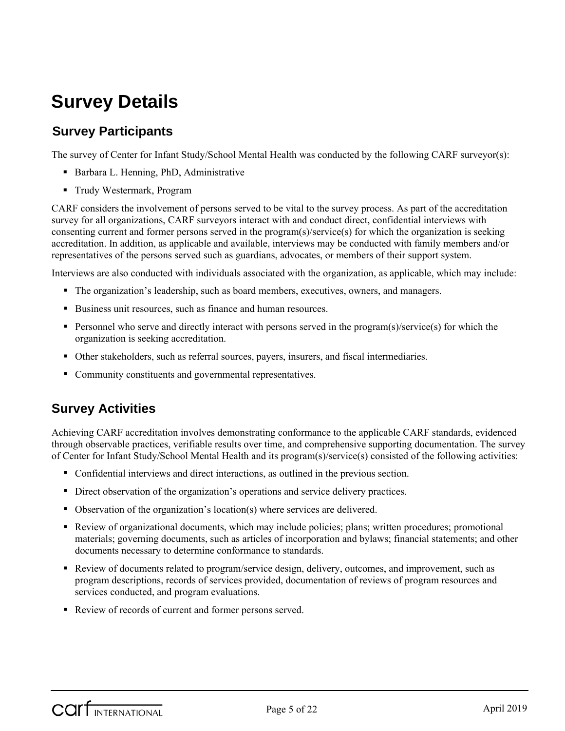# Survey Details

## Survey Participants

The survey of Center for Infant Study/School Mental Health was conducted by the following CARF surveyor(s):

- Barbara L. Henning, PhD, Administrative
- Trudy Westermark, Program

CARF considers the involvement of persons served to be vital to the survey process. As part of the accreditation survey for all organizations, CARF surveyors interact with and conduct direct, confidential interviews with consenting current and former persons served in the program(s)/service(s) for which the organization is seeking accreditation. In addition, as applicable and available, interviews may be conducted with family members and/or representatives of the persons served such as guardians, advocates, or members of their support system.

Interviews are also conducted with individuals associated with the organization, as applicable, which may include:

- The organization's leadership, such as board members, executives, owners, and managers.
- Business unit resources, such as finance and human resources.
- Personnel who serve and directly interact with persons served in the program(s)/service(s) for which the organization is seeking accreditation.
- Other stakeholders, such as referral sources, payers, insurers, and fiscal intermediaries.
- Community constituents and governmental representatives.

## Survey Activities

Achieving CARF accreditation involves demonstrating conformance to the applicable CARF standards, evidenced through observable practices, verifiable results over time, and comprehensive supporting documentation. The survey of Center for Infant Study/School Mental Health and its program(s)/service(s) consisted of the following activities:

- Confidential interviews and direct interactions, as outlined in the previous section.
- Direct observation of the organization's operations and service delivery practices.
- Observation of the organization's location(s) where services are delivered.
- Review of organizational documents, which may include policies; plans; written procedures; promotional materials; governing documents, such as articles of incorporation and bylaws; financial statements; and other documents necessary to determine conformance to standards.
- Review of documents related to program/service design, delivery, outcomes, and improvement, such as program descriptions, records of services provided, documentation of reviews of program resources and services conducted, and program evaluations.
- Review of records of current and former persons served.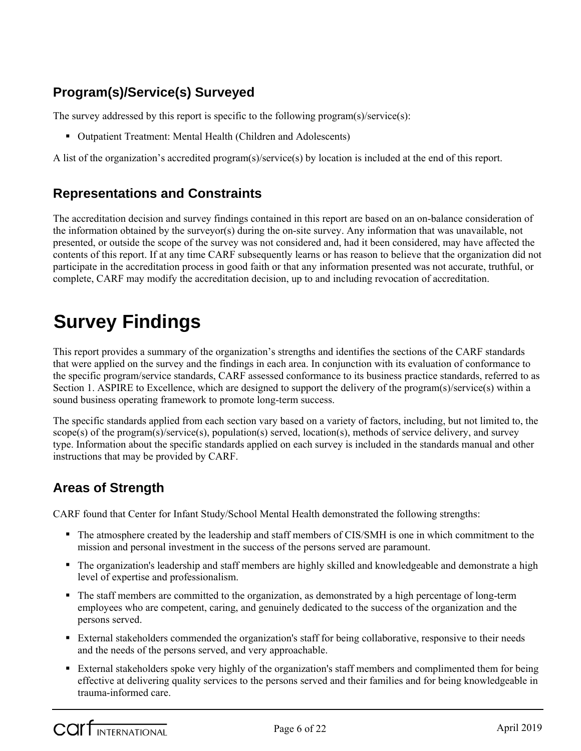## Program(s)/Service(s) Surveyed

The survey addressed by this report is specific to the following program(s)/service(s):

- Outpatient Treatment: Mental Health (Children and Adolescents)

A list of the organization's accredited program(s)/service(s) by location is included at the end of this report.

## Representations and Constraints

The accreditation decision and survey findings contained in this report are based on an on-balance consideration of the information obtained by the surveyor(s) during the on-site survey. Any information that was unavailable, not presented, or outside the scope of the survey was not considered and, had it been considered, may have affected the contents of this report. If at any time CARF subsequently learns or has reason to believe that the organization did not participate in the accreditation process in good faith or that any information presented was not accurate, truthful, or complete, CARF may modify the accreditation decision, up to and including revocation of accreditation.

# Survey Findings

This report provides a summary of the organization's strengths and identifies the sections of the CARF standards that were applied on the survey and the findings in each area. In conjunction with its evaluation of conformance to the specific program/service standards, CARF assessed conformance to its business practice standards, referred to as Section 1. ASPIRE to Excellence, which are designed to support the delivery of the program(s)/service(s) within a sound business operating framework to promote long-term success.

The specific standards applied from each section vary based on a variety of factors, including, but not limited to, the scope(s) of the program(s)/service(s), population(s) served, location(s), methods of service delivery, and survey type. Information about the specific standards applied on each survey is included in the standards manual and other instructions that may be provided by CARF.

## Areas of Strength

CARF found that Center for Infant Study/School Mental Health demonstrated the following strengths:

- The atmosphere created by the leadership and staff members of CIS/SMH is one in which commitment to the mission and personal investment in the success of the persons served are paramount.
- The organization's leadership and staff members are highly skilled and knowledgeable and demonstrate a high level of expertise and professionalism.
- The staff members are committed to the organization, as demonstrated by a high percentage of long-term employees who are competent, caring, and genuinely dedicated to the success of the organization and the persons served.
- External stakeholders commended the organization's staff for being collaborative, responsive to their needs and the needs of the persons served, and very approachable.
- External stakeholders spoke very highly of the organization's staff members and complimented them for being effective at delivering quality services to the persons served and their families and for being knowledgeable in trauma-informed care.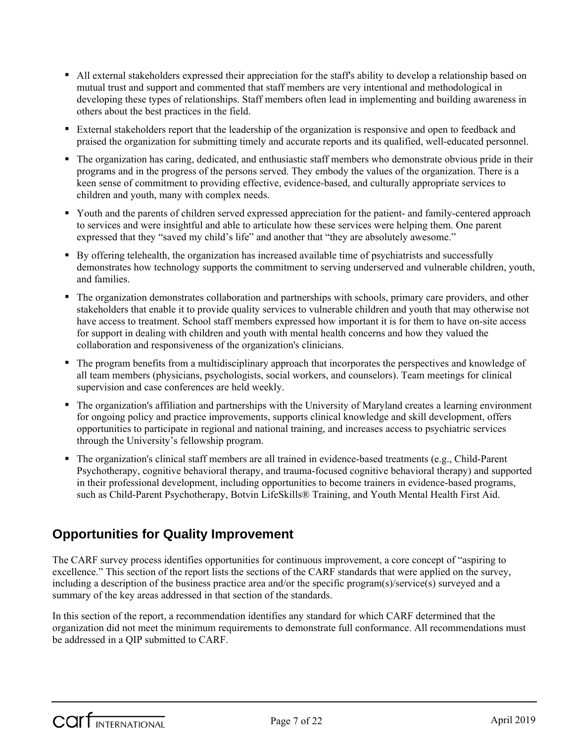- All external stakeholders expressed their appreciation for the staff's ability to develop a relationship based on mutual trust and support and commented that staff members are very intentional and methodological in developing these types of relationships. Staff members often lead in implementing and building awareness in others about the best practices in the field.
- External stakeholders report that the leadership of the organization is responsive and open to feedback and praised the organization for submitting timely and accurate reports and its qualified, well-educated personnel.
- The organization has caring, dedicated, and enthusiastic staff members who demonstrate obvious pride in their programs and in the progress of the persons served. They embody the values of the organization. There is a keen sense of commitment to providing effective, evidence-based, and culturally appropriate services to children and youth, many with complex needs.
- Youth and the parents of children served expressed appreciation for the patient- and family-centered approach to services and were insightful and able to articulate how these services were helping them. One parent expressed that they "saved my child's life" and another that "they are absolutely awesome."
- By offering telehealth, the organization has increased available time of psychiatrists and successfully demonstrates how technology supports the commitment to serving underserved and vulnerable children, youth, and families.
- The organization demonstrates collaboration and partnerships with schools, primary care providers, and other stakeholders that enable it to provide quality services to vulnerable children and youth that may otherwise not have access to treatment. School staff members expressed how important it is for them to have on-site access for support in dealing with children and youth with mental health concerns and how they valued the collaboration and responsiveness of the organization's clinicians.
- The program benefits from a multidisciplinary approach that incorporates the perspectives and knowledge of all team members (physicians, psychologists, social workers, and counselors). Team meetings for clinical supervision and case conferences are held weekly.
- The organization's affiliation and partnerships with the University of Maryland creates a learning environment for ongoing policy and practice improvements, supports clinical knowledge and skill development, offers opportunities to participate in regional and national training, and increases access to psychiatric services through the University's fellowship program.
- The organization's clinical staff members are all trained in evidence-based treatments (e.g., Child-Parent Psychotherapy, cognitive behavioral therapy, and trauma-focused cognitive behavioral therapy) and supported in their professional development, including opportunities to become trainers in evidence-based programs, such as Child-Parent Psychotherapy, Botvin LifeSkills® Training, and Youth Mental Health First Aid.

## Opportunities for Quality Improvement

The CARF survey process identifies opportunities for continuous improvement, a core concept of "aspiring to excellence." This section of the report lists the sections of the CARF standards that were applied on the survey, including a description of the business practice area and/or the specific program(s)/service(s) surveyed and a summary of the key areas addressed in that section of the standards.

In this section of the report, a recommendation identifies any standard for which CARF determined that the organization did not meet the minimum requirements to demonstrate full conformance. All recommendations must be addressed in a QIP submitted to CARF.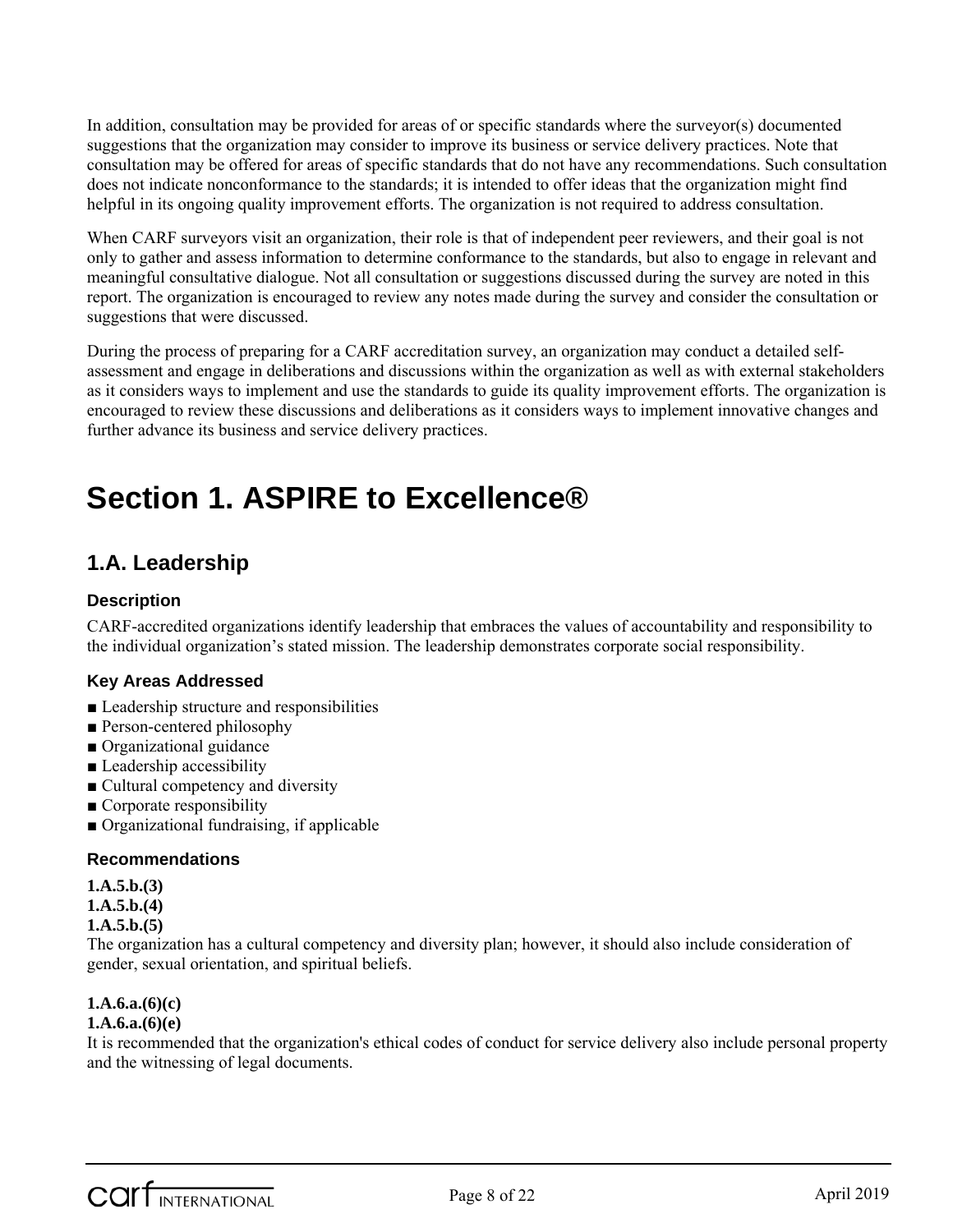In addition, consultation may be provided for areas of or specific standards where the surveyor(s) documented suggestions that the organization may consider to improve its business or service delivery practices. Note that consultation may be offered for areas of specific standards that do not have any recommendations. Such consultation does not indicate nonconformance to the standards; it is intended to offer ideas that the organization might find helpful in its ongoing quality improvement efforts. The organization is not required to address consultation.

When CARF surveyors visit an organization, their role is that of independent peer reviewers, and their goal is not only to gather and assess information to determine conformance to the standards, but also to engage in relevant and meaningful consultative dialogue. Not all consultation or suggestions discussed during the survey are noted in this report. The organization is encouraged to review any notes made during the survey and consider the consultation or suggestions that were discussed.

During the process of preparing for a CARF accreditation survey, an organization may conduct a detailed self-assessment and engage in deliberations and discussions within the organization as well as with external stakeholders as it considers ways to implement and use the standards to guide its quality improvement efforts. The organization is encouraged to review these discussions and deliberations as it considers ways to implement innovative changes and further advance its business and service delivery practices.

# Section 1. ASPIRE to Excellence®

## 1.A. Leadership

### Description

CARF-accredited organizations identify leadership that embraces the values of accountability and responsibility to the individual organization's stated mission. The leadership demonstrates corporate social responsibility.

### Key Areas Addressed

- ■ Leadership structure and responsibilities
- ■ Person-centered philosophy
- ■ Organizational guidance
- ■ Leadership accessibility
- ■ Cultural competency and diversity
- ■ Corporate responsibility
- ■ Organizational fundraising, if applicable

### Recommendations

**1.A.5.b.(3)**
**1.A.5.b.(4)**
**1.A.5.b.(5)**
The organization has a cultural competency and diversity plan; however, it should also include consideration of gender, sexual orientation, and spiritual beliefs.

**1.A.6.a.(6)(c)**
**1.A.6.a.(6)(e)**
It is recommended that the organization's ethical codes of conduct for service delivery also include personal property and the witnessing of legal documents.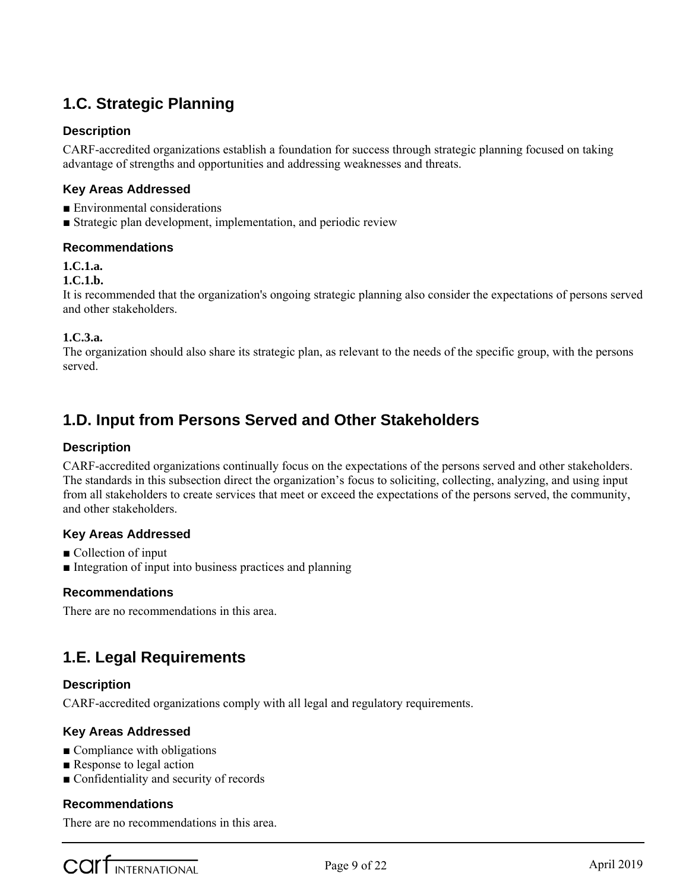## 1.C. Strategic Planning

### Description

CARF-accredited organizations establish a foundation for success through strategic planning focused on taking advantage of strengths and opportunities and addressing weaknesses and threats.

### Key Areas Addressed

■ Environmental considerations
■ Strategic plan development, implementation, and periodic review

### Recommendations

**1.C.1.a.**
**1.C.1.b.**
It is recommended that the organization's ongoing strategic planning also consider the expectations of persons served and other stakeholders.

**1.C.3.a.**
The organization should also share its strategic plan, as relevant to the needs of the specific group, with the persons served.

## 1.D. Input from Persons Served and Other Stakeholders

### Description

CARF-accredited organizations continually focus on the expectations of the persons served and other stakeholders. The standards in this subsection direct the organization's focus to soliciting, collecting, analyzing, and using input from all stakeholders to create services that meet or exceed the expectations of the persons served, the community, and other stakeholders.

### Key Areas Addressed

■ Collection of input
■ Integration of input into business practices and planning

### Recommendations

There are no recommendations in this area.

## 1.E. Legal Requirements

### Description

CARF-accredited organizations comply with all legal and regulatory requirements.

### Key Areas Addressed

■ Compliance with obligations
■ Response to legal action
■ Confidentiality and security of records

### Recommendations

There are no recommendations in this area.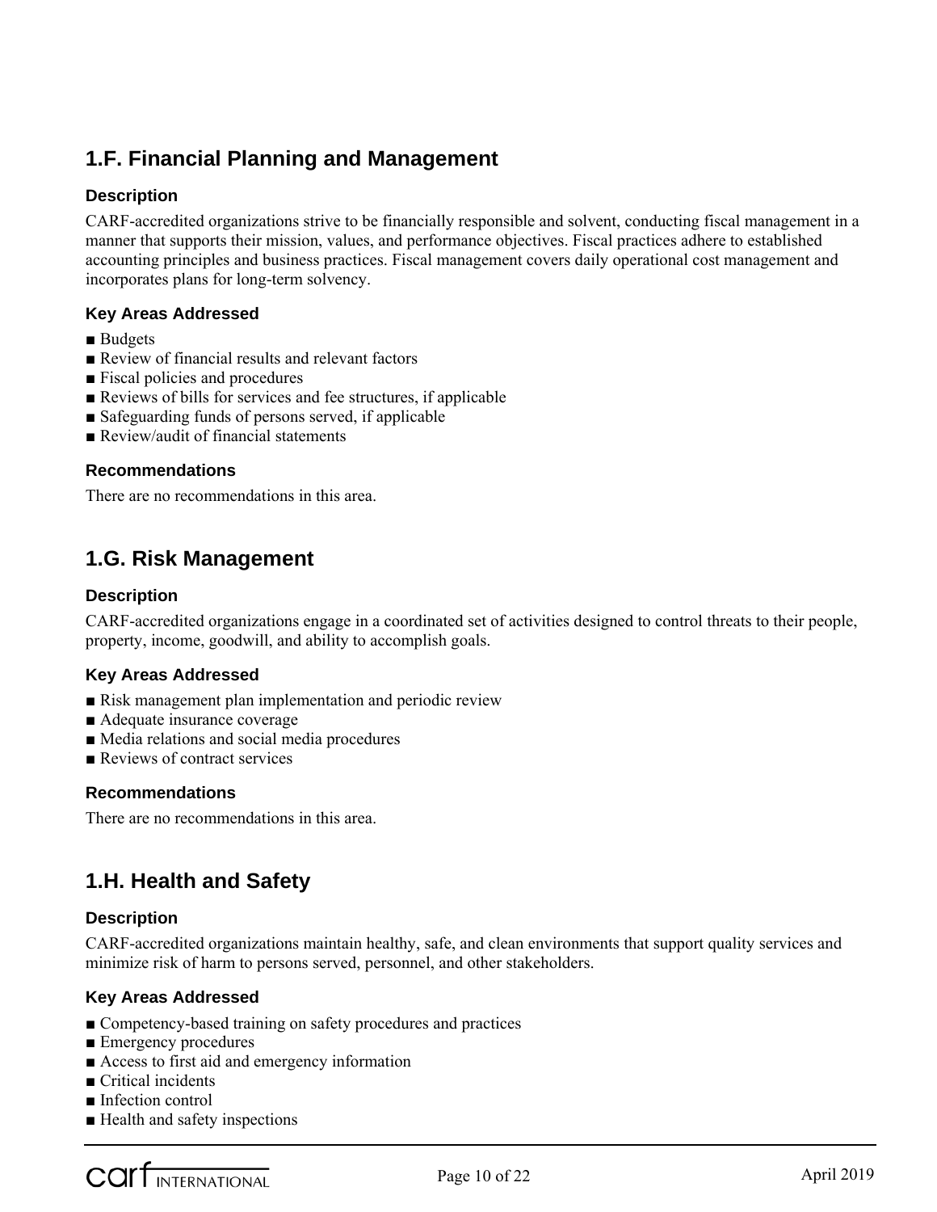## 1.F. Financial Planning and Management

### Description

CARF-accredited organizations strive to be financially responsible and solvent, conducting fiscal management in a manner that supports their mission, values, and performance objectives. Fiscal practices adhere to established accounting principles and business practices. Fiscal management covers daily operational cost management and incorporates plans for long-term solvency.

### Key Areas Addressed

- Budgets
- Review of financial results and relevant factors
- Fiscal policies and procedures
- Reviews of bills for services and fee structures, if applicable
- Safeguarding funds of persons served, if applicable
- Review/audit of financial statements

### Recommendations

There are no recommendations in this area.

## 1.G. Risk Management

### Description

CARF-accredited organizations engage in a coordinated set of activities designed to control threats to their people, property, income, goodwill, and ability to accomplish goals.

### Key Areas Addressed

- Risk management plan implementation and periodic review
- Adequate insurance coverage
- Media relations and social media procedures
- Reviews of contract services

### Recommendations

There are no recommendations in this area.

## 1.H. Health and Safety

### Description

CARF-accredited organizations maintain healthy, safe, and clean environments that support quality services and minimize risk of harm to persons served, personnel, and other stakeholders.

### Key Areas Addressed

- Competency-based training on safety procedures and practices
- Emergency procedures
- Access to first aid and emergency information
- Critical incidents
- Infection control
- Health and safety inspections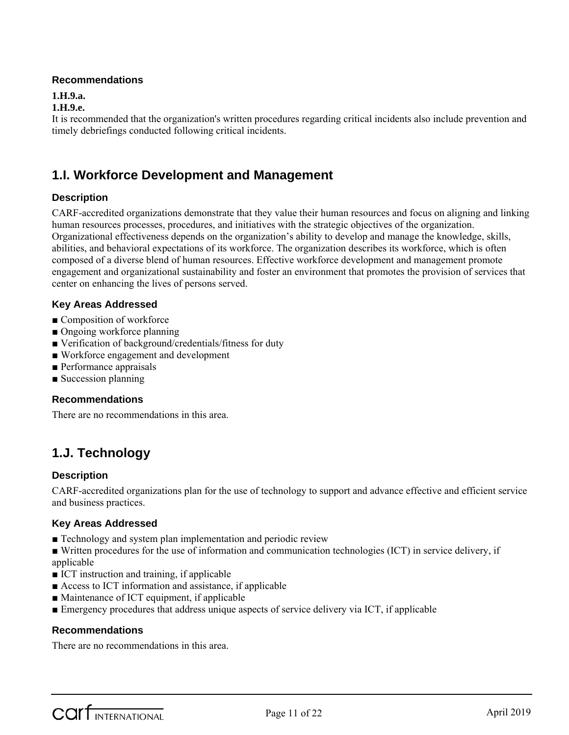### Recommendations

**1.H.9.a.**
**1.H.9.e.**
It is recommended that the organization's written procedures regarding critical incidents also include prevention and timely debriefings conducted following critical incidents.

## 1.I. Workforce Development and Management

### Description

CARF-accredited organizations demonstrate that they value their human resources and focus on aligning and linking human resources processes, procedures, and initiatives with the strategic objectives of the organization. Organizational effectiveness depends on the organization's ability to develop and manage the knowledge, skills, abilities, and behavioral expectations of its workforce. The organization describes its workforce, which is often composed of a diverse blend of human resources. Effective workforce development and management promote engagement and organizational sustainability and foster an environment that promotes the provision of services that center on enhancing the lives of persons served.

### Key Areas Addressed

- Composition of workforce
- Ongoing workforce planning
- Verification of background/credentials/fitness for duty
- Workforce engagement and development
- Performance appraisals
- Succession planning

### Recommendations

There are no recommendations in this area.

## 1.J. Technology

### Description

CARF-accredited organizations plan for the use of technology to support and advance effective and efficient service and business practices.

### Key Areas Addressed

- Technology and system plan implementation and periodic review
- Written procedures for the use of information and communication technologies (ICT) in service delivery, if applicable
- ICT instruction and training, if applicable
- Access to ICT information and assistance, if applicable
- Maintenance of ICT equipment, if applicable
- Emergency procedures that address unique aspects of service delivery via ICT, if applicable

### Recommendations

There are no recommendations in this area.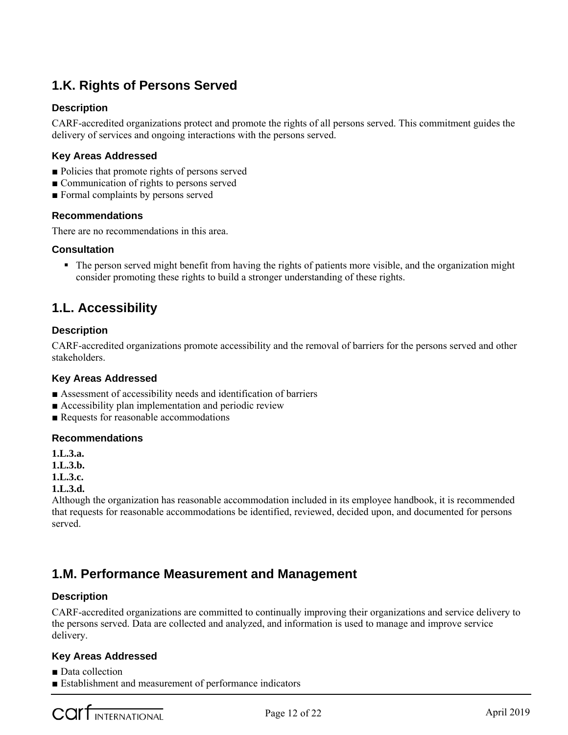## 1.K. Rights of Persons Served

### Description

CARF-accredited organizations protect and promote the rights of all persons served. This commitment guides the delivery of services and ongoing interactions with the persons served.

### Key Areas Addressed

- ■ Policies that promote rights of persons served
- ■ Communication of rights to persons served
- ■ Formal complaints by persons served

### Recommendations

There are no recommendations in this area.

### Consultation

- The person served might benefit from having the rights of patients more visible, and the organization might consider promoting these rights to build a stronger understanding of these rights.

## 1.L. Accessibility

### Description

CARF-accredited organizations promote accessibility and the removal of barriers for the persons served and other stakeholders.

### Key Areas Addressed

- ■ Assessment of accessibility needs and identification of barriers
- ■ Accessibility plan implementation and periodic review
- ■ Requests for reasonable accommodations

### Recommendations

**1.L.3.a.**
**1.L.3.b.**
**1.L.3.c.**
**1.L.3.d.**
Although the organization has reasonable accommodation included in its employee handbook, it is recommended that requests for reasonable accommodations be identified, reviewed, decided upon, and documented for persons served.

## 1.M. Performance Measurement and Management

### Description

CARF-accredited organizations are committed to continually improving their organizations and service delivery to the persons served. Data are collected and analyzed, and information is used to manage and improve service delivery.

### Key Areas Addressed

- ■ Data collection
- ■ Establishment and measurement of performance indicators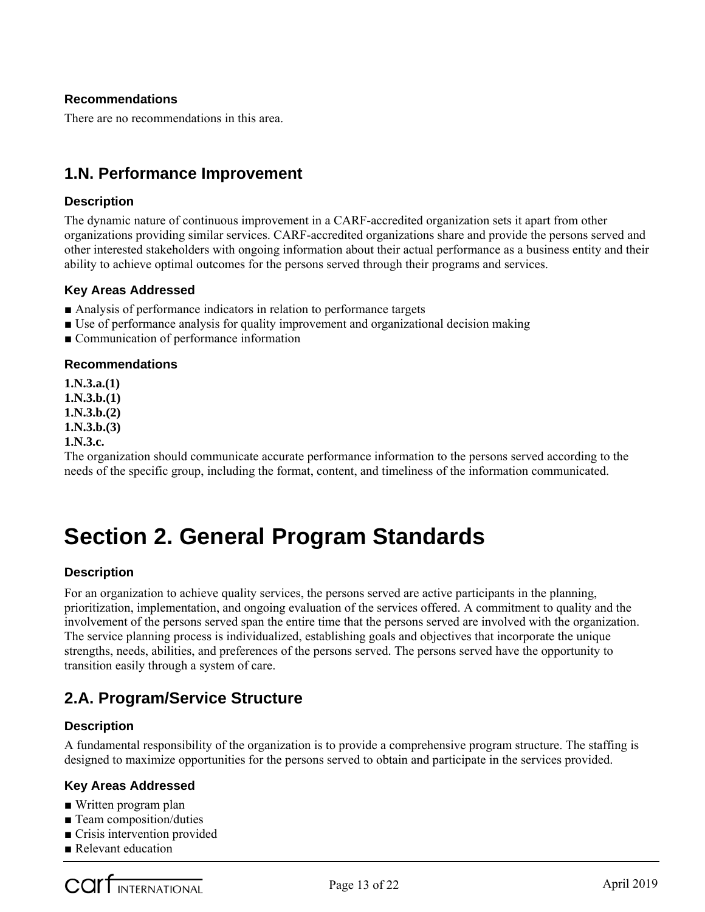### Recommendations

There are no recommendations in this area.

## 1.N. Performance Improvement

### Description

The dynamic nature of continuous improvement in a CARF-accredited organization sets it apart from other organizations providing similar services. CARF-accredited organizations share and provide the persons served and other interested stakeholders with ongoing information about their actual performance as a business entity and their ability to achieve optimal outcomes for the persons served through their programs and services.

### Key Areas Addressed

- Analysis of performance indicators in relation to performance targets
- Use of performance analysis for quality improvement and organizational decision making
- Communication of performance information

### Recommendations

**1.N.3.a.(1)**
**1.N.3.b.(1)**
**1.N.3.b.(2)**
**1.N.3.b.(3)**
**1.N.3.c.**
The organization should communicate accurate performance information to the persons served according to the needs of the specific group, including the format, content, and timeliness of the information communicated.

# Section 2. General Program Standards

### Description

For an organization to achieve quality services, the persons served are active participants in the planning, prioritization, implementation, and ongoing evaluation of the services offered. A commitment to quality and the involvement of the persons served span the entire time that the persons served are involved with the organization. The service planning process is individualized, establishing goals and objectives that incorporate the unique strengths, needs, abilities, and preferences of the persons served. The persons served have the opportunity to transition easily through a system of care.

## 2.A. Program/Service Structure

### Description

A fundamental responsibility of the organization is to provide a comprehensive program structure. The staffing is designed to maximize opportunities for the persons served to obtain and participate in the services provided.

### Key Areas Addressed

- Written program plan
- Team composition/duties
- Crisis intervention provided
- Relevant education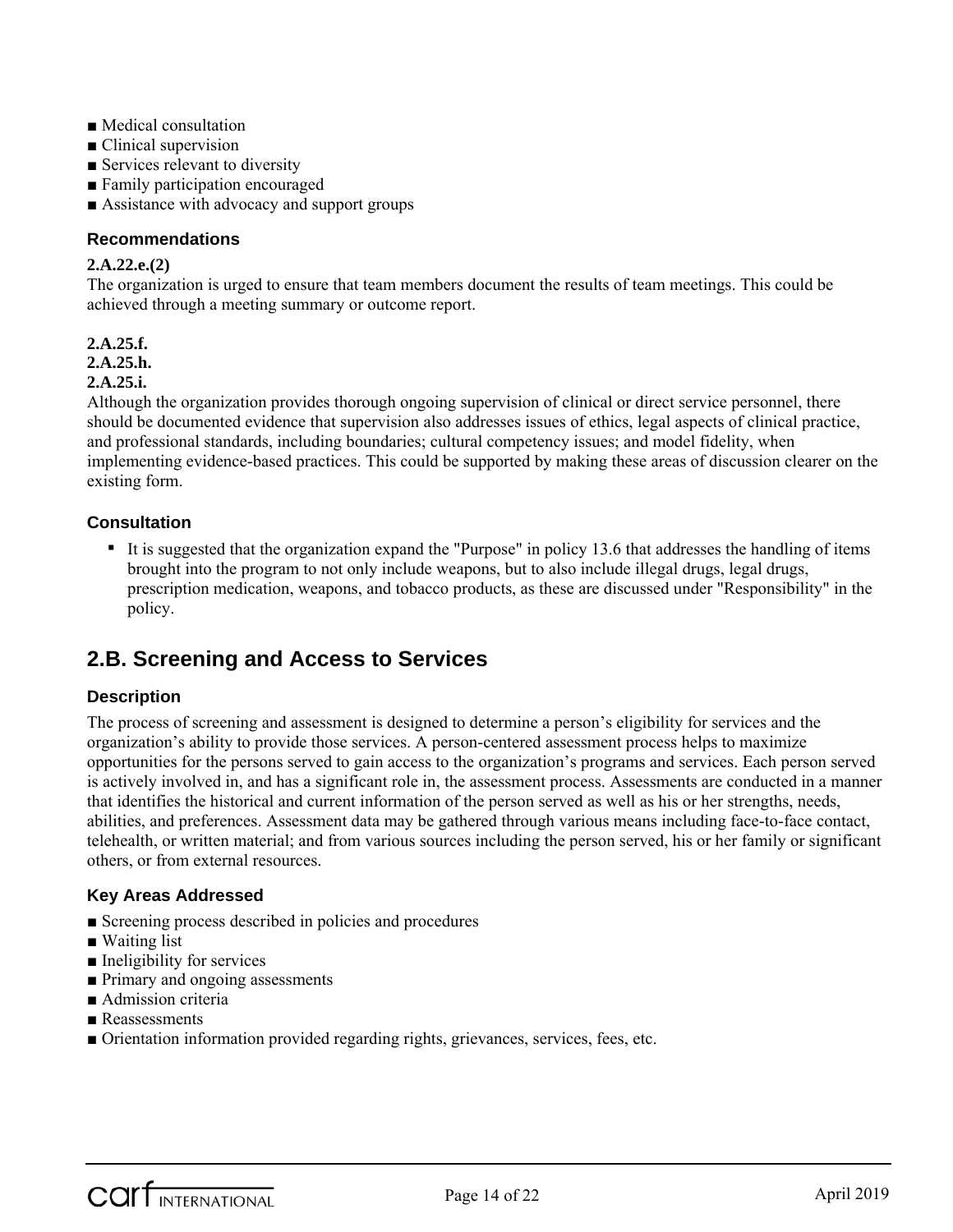- Medical consultation
- Clinical supervision
- Services relevant to diversity
- Family participation encouraged
- Assistance with advocacy and support groups

### Recommendations

**2.A.22.e.(2)**

The organization is urged to ensure that team members document the results of team meetings. This could be achieved through a meeting summary or outcome report.

**2.A.25.f.**
**2.A.25.h.**
**2.A.25.i.**

Although the organization provides thorough ongoing supervision of clinical or direct service personnel, there should be documented evidence that supervision also addresses issues of ethics, legal aspects of clinical practice, and professional standards, including boundaries; cultural competency issues; and model fidelity, when implementing evidence-based practices. This could be supported by making these areas of discussion clearer on the existing form.

### Consultation

- It is suggested that the organization expand the "Purpose" in policy 13.6 that addresses the handling of items brought into the program to not only include weapons, but to also include illegal drugs, legal drugs, prescription medication, weapons, and tobacco products, as these are discussed under "Responsibility" in the policy.

## 2.B. Screening and Access to Services

### Description

The process of screening and assessment is designed to determine a person's eligibility for services and the organization's ability to provide those services. A person-centered assessment process helps to maximize opportunities for the persons served to gain access to the organization's programs and services. Each person served is actively involved in, and has a significant role in, the assessment process. Assessments are conducted in a manner that identifies the historical and current information of the person served as well as his or her strengths, needs, abilities, and preferences. Assessment data may be gathered through various means including face-to-face contact, telehealth, or written material; and from various sources including the person served, his or her family or significant others, or from external resources.

### Key Areas Addressed

- Screening process described in policies and procedures
- Waiting list
- Ineligibility for services
- Primary and ongoing assessments
- Admission criteria
- Reassessments
- Orientation information provided regarding rights, grievances, services, fees, etc.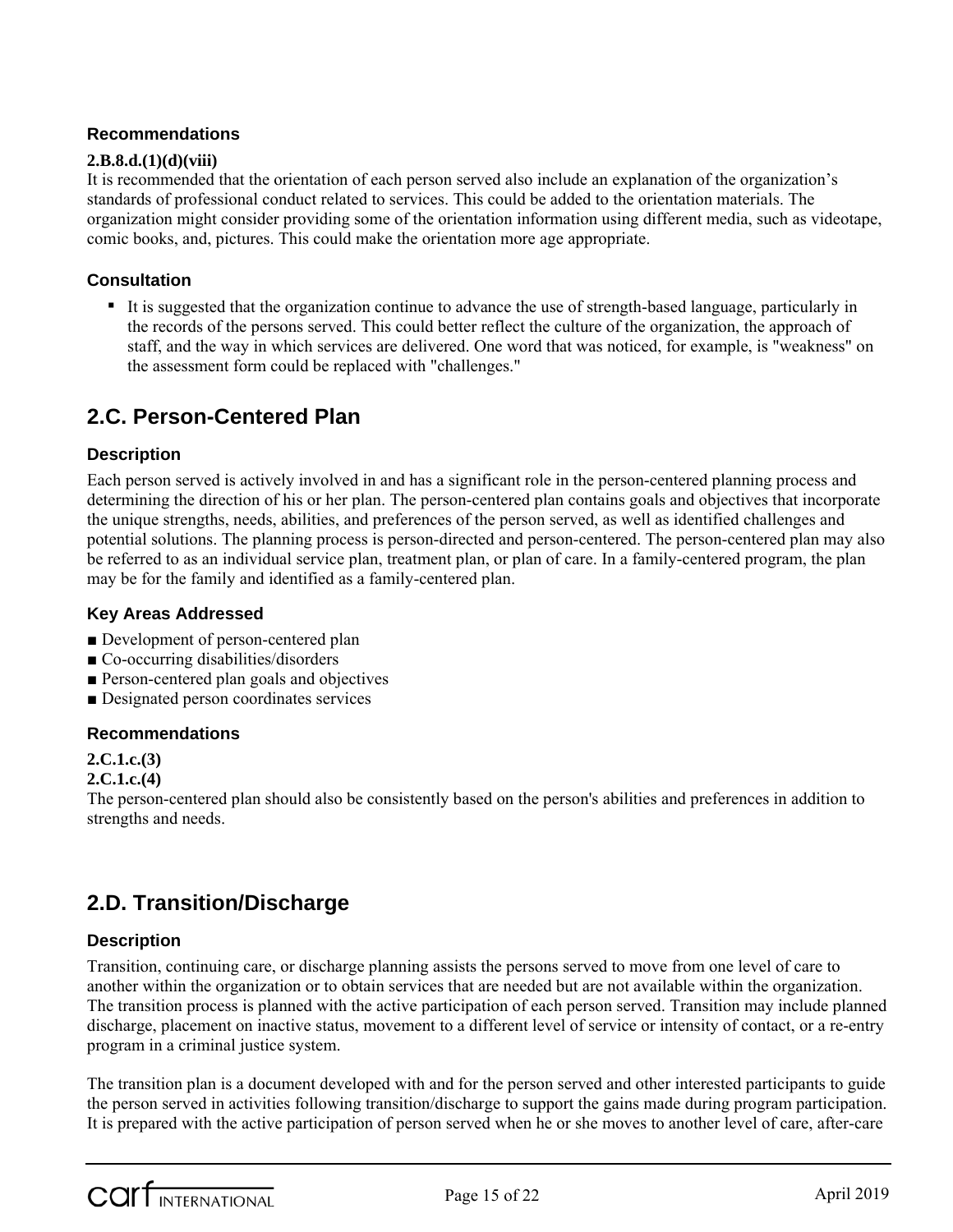### Recommendations

**2.B.8.d.(1)(d)(viii)**

It is recommended that the orientation of each person served also include an explanation of the organization's standards of professional conduct related to services. This could be added to the orientation materials. The organization might consider providing some of the orientation information using different media, such as videotape, comic books, and, pictures. This could make the orientation more age appropriate.

### Consultation

- It is suggested that the organization continue to advance the use of strength-based language, particularly in the records of the persons served. This could better reflect the culture of the organization, the approach of staff, and the way in which services are delivered. One word that was noticed, for example, is "weakness" on the assessment form could be replaced with "challenges."

## 2.C. Person-Centered Plan

### Description

Each person served is actively involved in and has a significant role in the person-centered planning process and determining the direction of his or her plan. The person-centered plan contains goals and objectives that incorporate the unique strengths, needs, abilities, and preferences of the person served, as well as identified challenges and potential solutions. The planning process is person-directed and person-centered. The person-centered plan may also be referred to as an individual service plan, treatment plan, or plan of care. In a family-centered program, the plan may be for the family and identified as a family-centered plan.

### Key Areas Addressed

- Development of person-centered plan
- Co-occurring disabilities/disorders
- Person-centered plan goals and objectives
- Designated person coordinates services

### Recommendations

**2.C.1.c.(3)**
**2.C.1.c.(4)**

The person-centered plan should also be consistently based on the person's abilities and preferences in addition to strengths and needs.

## 2.D. Transition/Discharge

### Description

Transition, continuing care, or discharge planning assists the persons served to move from one level of care to another within the organization or to obtain services that are needed but are not available within the organization. The transition process is planned with the active participation of each person served. Transition may include planned discharge, placement on inactive status, movement to a different level of service or intensity of contact, or a re-entry program in a criminal justice system.

The transition plan is a document developed with and for the person served and other interested participants to guide the person served in activities following transition/discharge to support the gains made during program participation. It is prepared with the active participation of person served when he or she moves to another level of care, after-care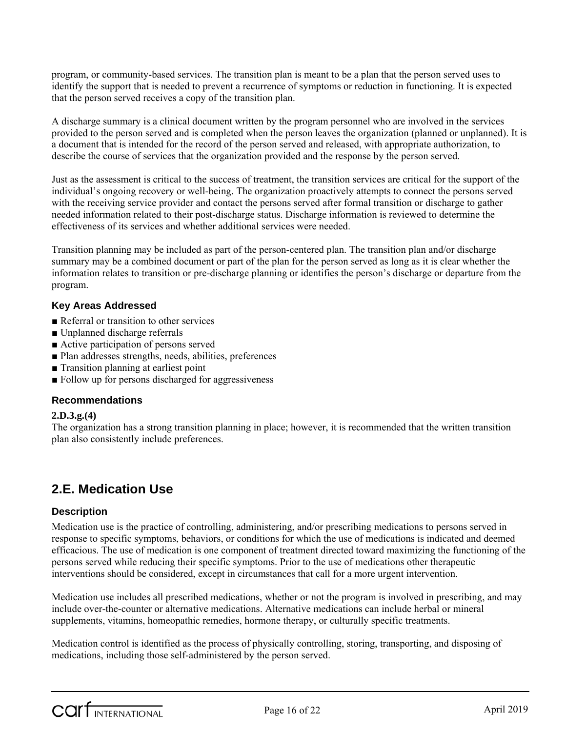program, or community-based services. The transition plan is meant to be a plan that the person served uses to identify the support that is needed to prevent a recurrence of symptoms or reduction in functioning. It is expected that the person served receives a copy of the transition plan.

A discharge summary is a clinical document written by the program personnel who are involved in the services provided to the person served and is completed when the person leaves the organization (planned or unplanned). It is a document that is intended for the record of the person served and released, with appropriate authorization, to describe the course of services that the organization provided and the response by the person served.

Just as the assessment is critical to the success of treatment, the transition services are critical for the support of the individual's ongoing recovery or well-being. The organization proactively attempts to connect the persons served with the receiving service provider and contact the persons served after formal transition or discharge to gather needed information related to their post-discharge status. Discharge information is reviewed to determine the effectiveness of its services and whether additional services were needed.

Transition planning may be included as part of the person-centered plan. The transition plan and/or discharge summary may be a combined document or part of the plan for the person served as long as it is clear whether the information relates to transition or pre-discharge planning or identifies the person's discharge or departure from the program.

### Key Areas Addressed

- Referral or transition to other services
- Unplanned discharge referrals
- Active participation of persons served
- Plan addresses strengths, needs, abilities, preferences
- Transition planning at earliest point
- Follow up for persons discharged for aggressiveness

### Recommendations

**2.D.3.g.(4)**
The organization has a strong transition planning in place; however, it is recommended that the written transition plan also consistently include preferences.

## 2.E. Medication Use

### Description

Medication use is the practice of controlling, administering, and/or prescribing medications to persons served in response to specific symptoms, behaviors, or conditions for which the use of medications is indicated and deemed efficacious. The use of medication is one component of treatment directed toward maximizing the functioning of the persons served while reducing their specific symptoms. Prior to the use of medications other therapeutic interventions should be considered, except in circumstances that call for a more urgent intervention.

Medication use includes all prescribed medications, whether or not the program is involved in prescribing, and may include over-the-counter or alternative medications. Alternative medications can include herbal or mineral supplements, vitamins, homeopathic remedies, hormone therapy, or culturally specific treatments.

Medication control is identified as the process of physically controlling, storing, transporting, and disposing of medications, including those self-administered by the person served.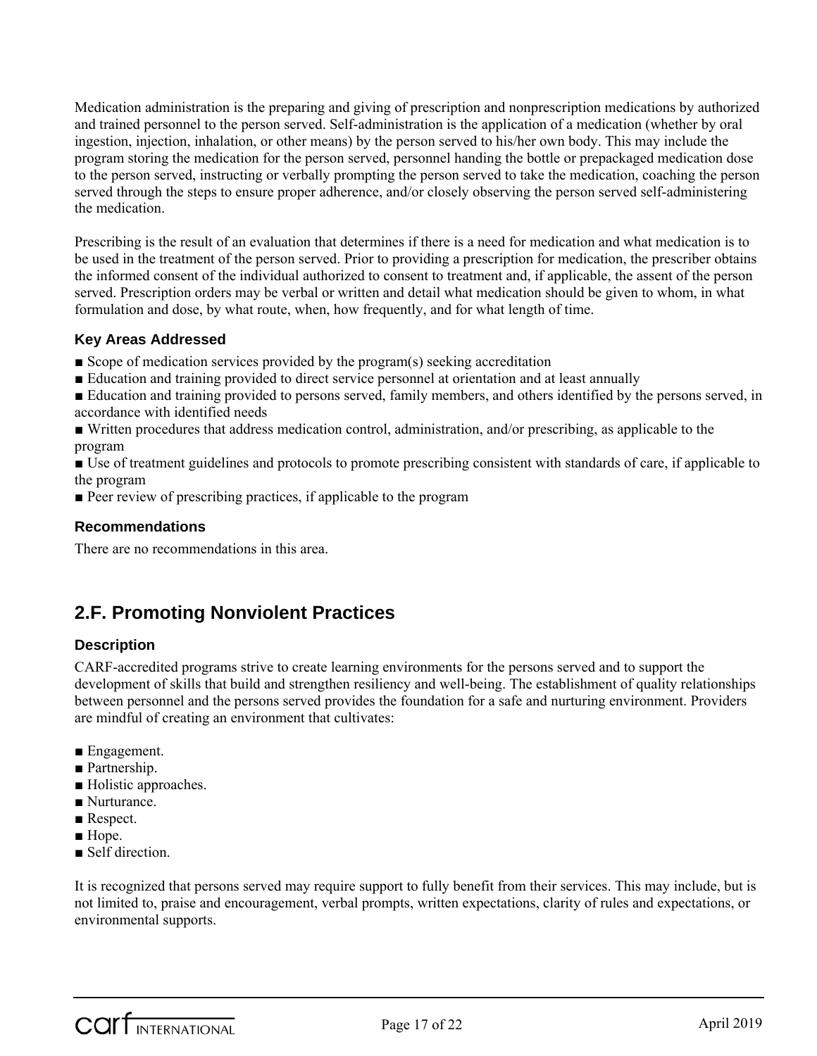Medication administration is the preparing and giving of prescription and nonprescription medications by authorized and trained personnel to the person served. Self-administration is the application of a medication (whether by oral ingestion, injection, inhalation, or other means) by the person served to his/her own body. This may include the program storing the medication for the person served, personnel handing the bottle or prepackaged medication dose to the person served, instructing or verbally prompting the person served to take the medication, coaching the person served through the steps to ensure proper adherence, and/or closely observing the person served self-administering the medication.

Prescribing is the result of an evaluation that determines if there is a need for medication and what medication is to be used in the treatment of the person served. Prior to providing a prescription for medication, the prescriber obtains the informed consent of the individual authorized to consent to treatment and, if applicable, the assent of the person served. Prescription orders may be verbal or written and detail what medication should be given to whom, in what formulation and dose, by what route, when, how frequently, and for what length of time.

### Key Areas Addressed

- Scope of medication services provided by the program(s) seeking accreditation
- Education and training provided to direct service personnel at orientation and at least annually
- Education and training provided to persons served, family members, and others identified by the persons served, in accordance with identified needs
- Written procedures that address medication control, administration, and/or prescribing, as applicable to the program
- Use of treatment guidelines and protocols to promote prescribing consistent with standards of care, if applicable to the program
- Peer review of prescribing practices, if applicable to the program

### Recommendations

There are no recommendations in this area.

## 2.F. Promoting Nonviolent Practices

### Description

CARF-accredited programs strive to create learning environments for the persons served and to support the development of skills that build and strengthen resiliency and well-being. The establishment of quality relationships between personnel and the persons served provides the foundation for a safe and nurturing environment. Providers are mindful of creating an environment that cultivates:

- Engagement.
- Partnership.
- Holistic approaches.
- Nurturance.
- Respect.
- Hope.
- Self direction.

It is recognized that persons served may require support to fully benefit from their services. This may include, but is not limited to, praise and encouragement, verbal prompts, written expectations, clarity of rules and expectations, or environmental supports.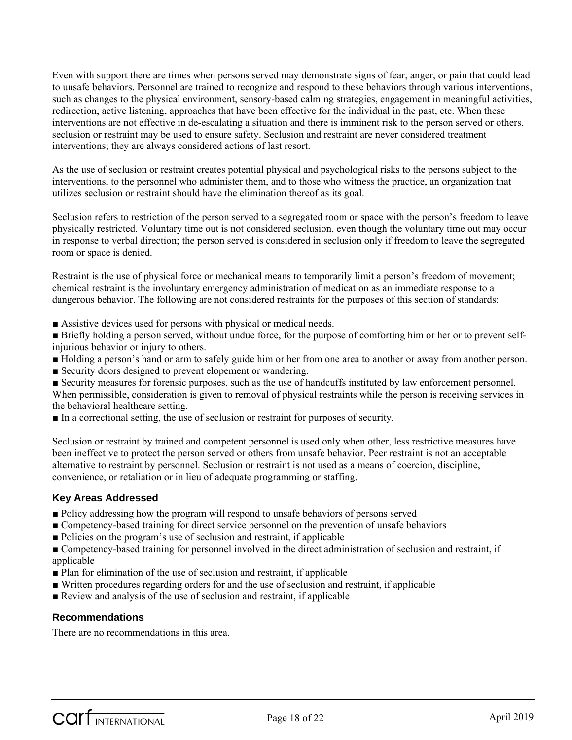Even with support there are times when persons served may demonstrate signs of fear, anger, or pain that could lead to unsafe behaviors. Personnel are trained to recognize and respond to these behaviors through various interventions, such as changes to the physical environment, sensory-based calming strategies, engagement in meaningful activities, redirection, active listening, approaches that have been effective for the individual in the past, etc. When these interventions are not effective in de-escalating a situation and there is imminent risk to the person served or others, seclusion or restraint may be used to ensure safety. Seclusion and restraint are never considered treatment interventions; they are always considered actions of last resort.

As the use of seclusion or restraint creates potential physical and psychological risks to the persons subject to the interventions, to the personnel who administer them, and to those who witness the practice, an organization that utilizes seclusion or restraint should have the elimination thereof as its goal.

Seclusion refers to restriction of the person served to a segregated room or space with the person's freedom to leave physically restricted. Voluntary time out is not considered seclusion, even though the voluntary time out may occur in response to verbal direction; the person served is considered in seclusion only if freedom to leave the segregated room or space is denied.

Restraint is the use of physical force or mechanical means to temporarily limit a person's freedom of movement; chemical restraint is the involuntary emergency administration of medication as an immediate response to a dangerous behavior. The following are not considered restraints for the purposes of this section of standards:

- Assistive devices used for persons with physical or medical needs.
- Briefly holding a person served, without undue force, for the purpose of comforting him or her or to prevent self-injurious behavior or injury to others.
- Holding a person's hand or arm to safely guide him or her from one area to another or away from another person.
- Security doors designed to prevent elopement or wandering.
- Security measures for forensic purposes, such as the use of handcuffs instituted by law enforcement personnel. When permissible, consideration is given to removal of physical restraints while the person is receiving services in the behavioral healthcare setting.
- In a correctional setting, the use of seclusion or restraint for purposes of security.

Seclusion or restraint by trained and competent personnel is used only when other, less restrictive measures have been ineffective to protect the person served or others from unsafe behavior. Peer restraint is not an acceptable alternative to restraint by personnel. Seclusion or restraint is not used as a means of coercion, discipline, convenience, or retaliation or in lieu of adequate programming or staffing.

### Key Areas Addressed

- Policy addressing how the program will respond to unsafe behaviors of persons served
- Competency-based training for direct service personnel on the prevention of unsafe behaviors
- Policies on the program's use of seclusion and restraint, if applicable
- Competency-based training for personnel involved in the direct administration of seclusion and restraint, if applicable
- Plan for elimination of the use of seclusion and restraint, if applicable
- Written procedures regarding orders for and the use of seclusion and restraint, if applicable
- Review and analysis of the use of seclusion and restraint, if applicable

### Recommendations

There are no recommendations in this area.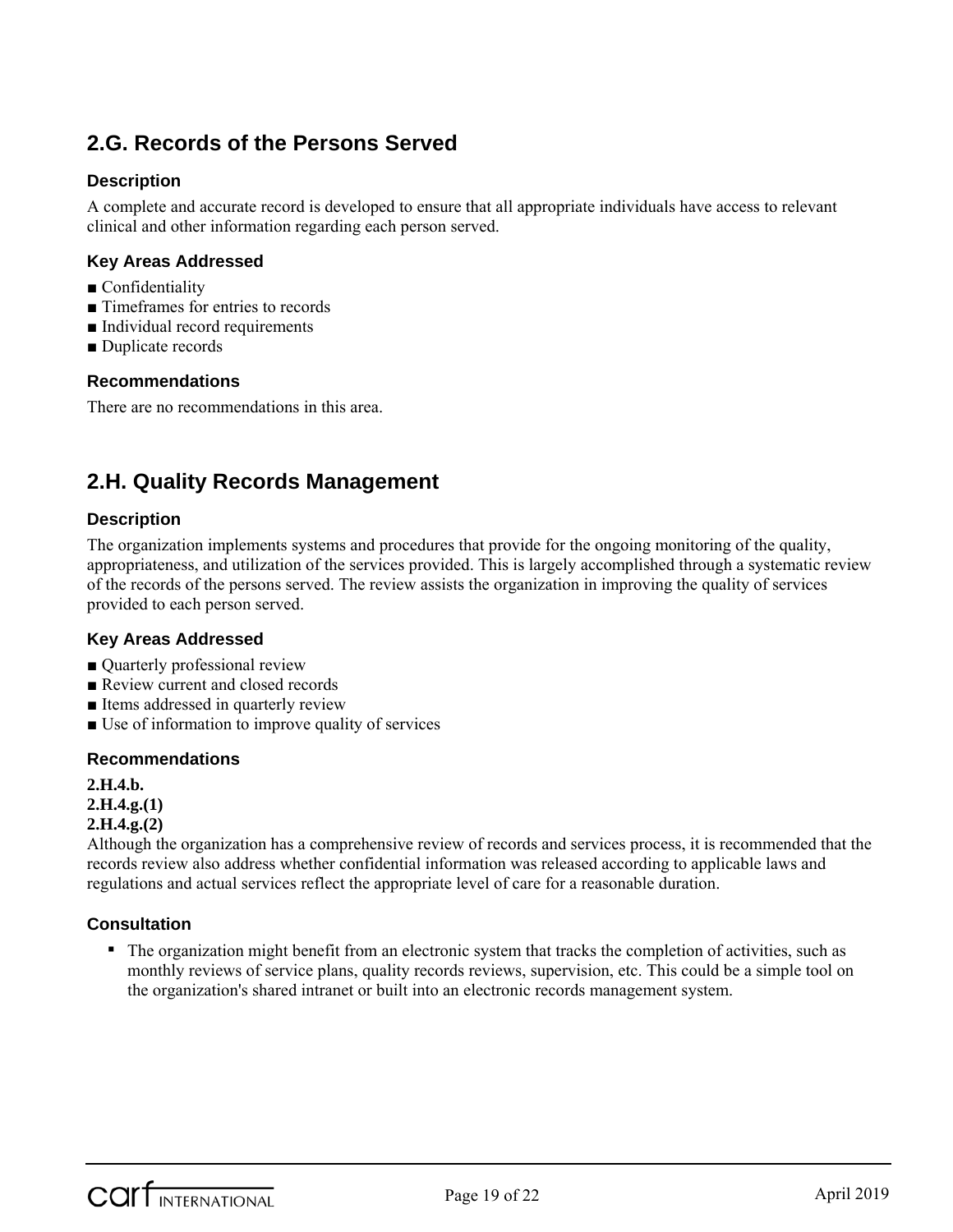## 2.G. Records of the Persons Served

### Description

A complete and accurate record is developed to ensure that all appropriate individuals have access to relevant clinical and other information regarding each person served.

### Key Areas Addressed

- Confidentiality
- Timeframes for entries to records
- Individual record requirements
- Duplicate records

### Recommendations

There are no recommendations in this area.

## 2.H. Quality Records Management

### Description

The organization implements systems and procedures that provide for the ongoing monitoring of the quality, appropriateness, and utilization of the services provided. This is largely accomplished through a systematic review of the records of the persons served. The review assists the organization in improving the quality of services provided to each person served.

### Key Areas Addressed

- Quarterly professional review
- Review current and closed records
- Items addressed in quarterly review
- Use of information to improve quality of services

### Recommendations

**2.H.4.b.**
**2.H.4.g.(1)**
**2.H.4.g.(2)**
Although the organization has a comprehensive review of records and services process, it is recommended that the records review also address whether confidential information was released according to applicable laws and regulations and actual services reflect the appropriate level of care for a reasonable duration.

### Consultation

- The organization might benefit from an electronic system that tracks the completion of activities, such as monthly reviews of service plans, quality records reviews, supervision, etc. This could be a simple tool on the organization's shared intranet or built into an electronic records management system.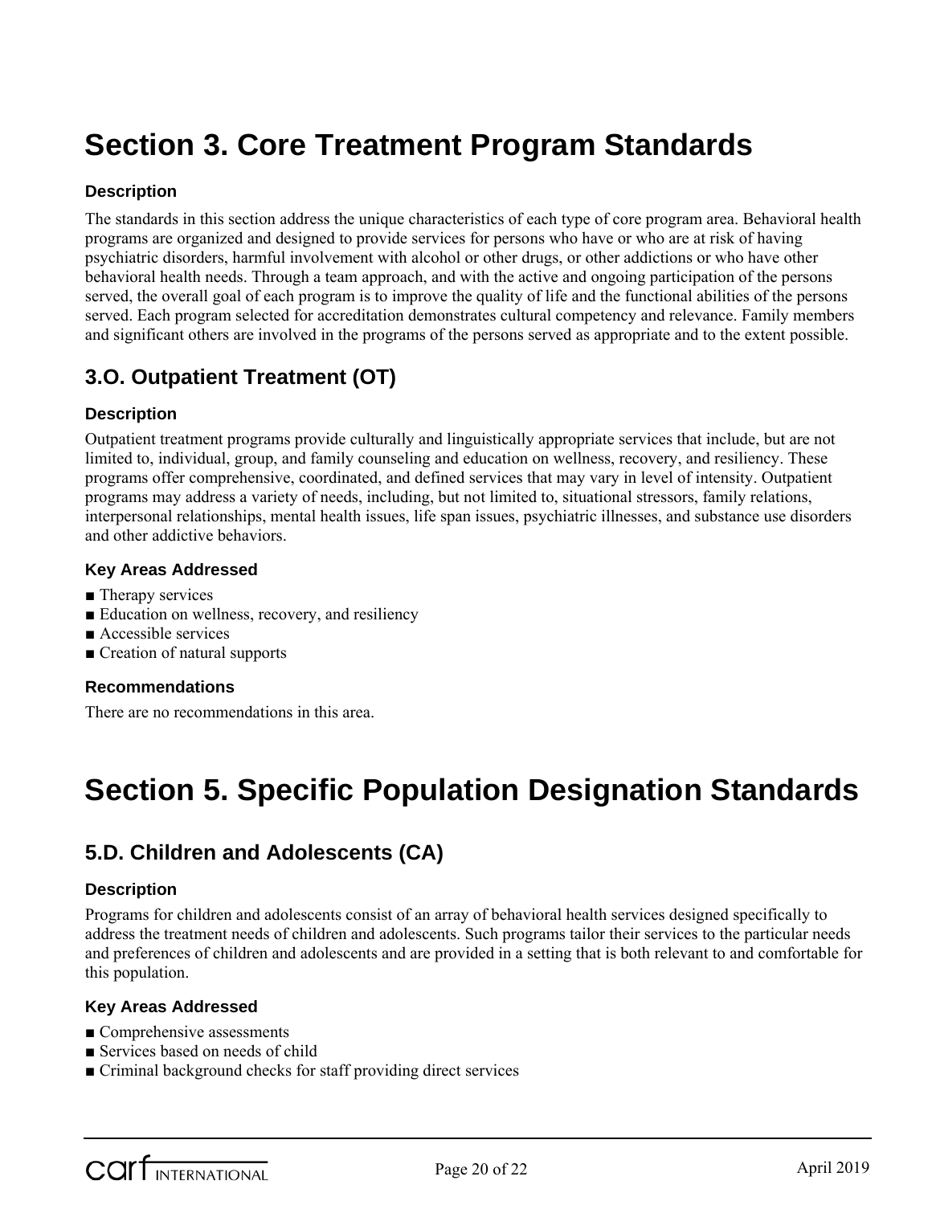# Section 3. Core Treatment Program Standards

### Description

The standards in this section address the unique characteristics of each type of core program area. Behavioral health programs are organized and designed to provide services for persons who have or who are at risk of having psychiatric disorders, harmful involvement with alcohol or other drugs, or other addictions or who have other behavioral health needs. Through a team approach, and with the active and ongoing participation of the persons served, the overall goal of each program is to improve the quality of life and the functional abilities of the persons served. Each program selected for accreditation demonstrates cultural competency and relevance. Family members and significant others are involved in the programs of the persons served as appropriate and to the extent possible.

## 3.O. Outpatient Treatment (OT)

### Description

Outpatient treatment programs provide culturally and linguistically appropriate services that include, but are not limited to, individual, group, and family counseling and education on wellness, recovery, and resiliency. These programs offer comprehensive, coordinated, and defined services that may vary in level of intensity. Outpatient programs may address a variety of needs, including, but not limited to, situational stressors, family relations, interpersonal relationships, mental health issues, life span issues, psychiatric illnesses, and substance use disorders and other addictive behaviors.

### Key Areas Addressed

- Therapy services
- Education on wellness, recovery, and resiliency
- Accessible services
- Creation of natural supports

### Recommendations

There are no recommendations in this area.

# Section 5. Specific Population Designation Standards

## 5.D. Children and Adolescents (CA)

### Description

Programs for children and adolescents consist of an array of behavioral health services designed specifically to address the treatment needs of children and adolescents. Such programs tailor their services to the particular needs and preferences of children and adolescents and are provided in a setting that is both relevant to and comfortable for this population.

### Key Areas Addressed

- Comprehensive assessments
- Services based on needs of child
- Criminal background checks for staff providing direct services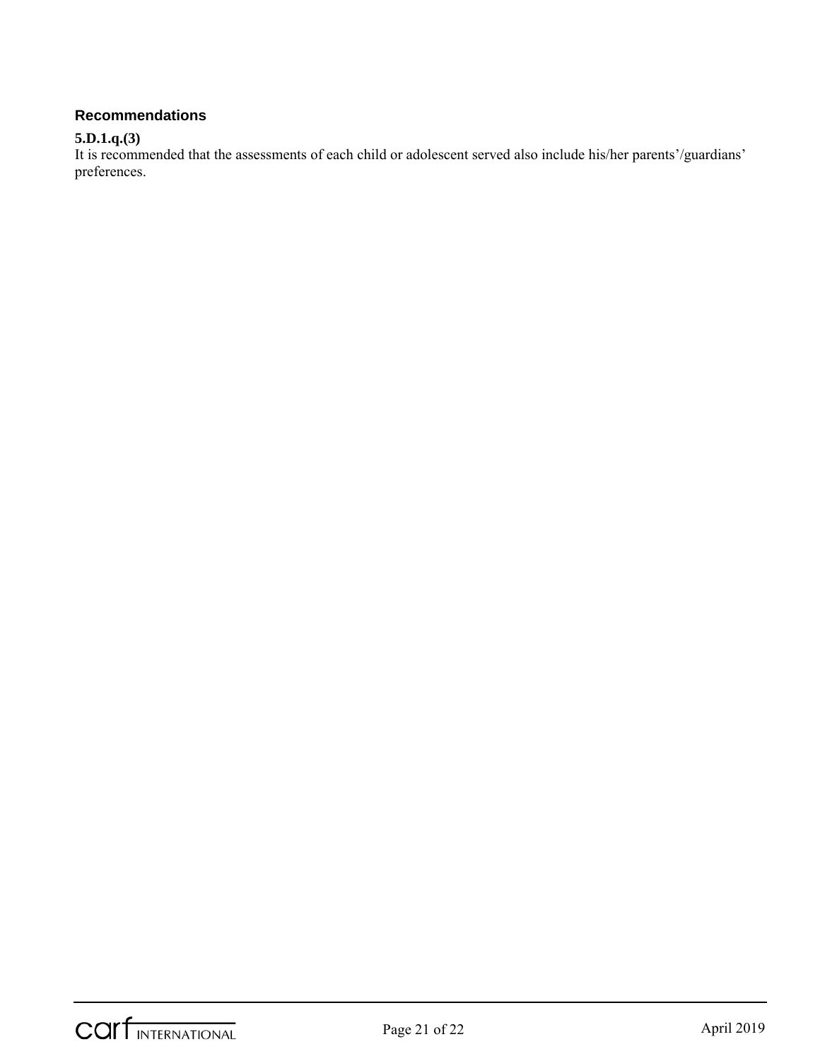### Recommendations

**5.D.1.q.(3)**
It is recommended that the assessments of each child or adolescent served also include his/her parents'/guardians' preferences.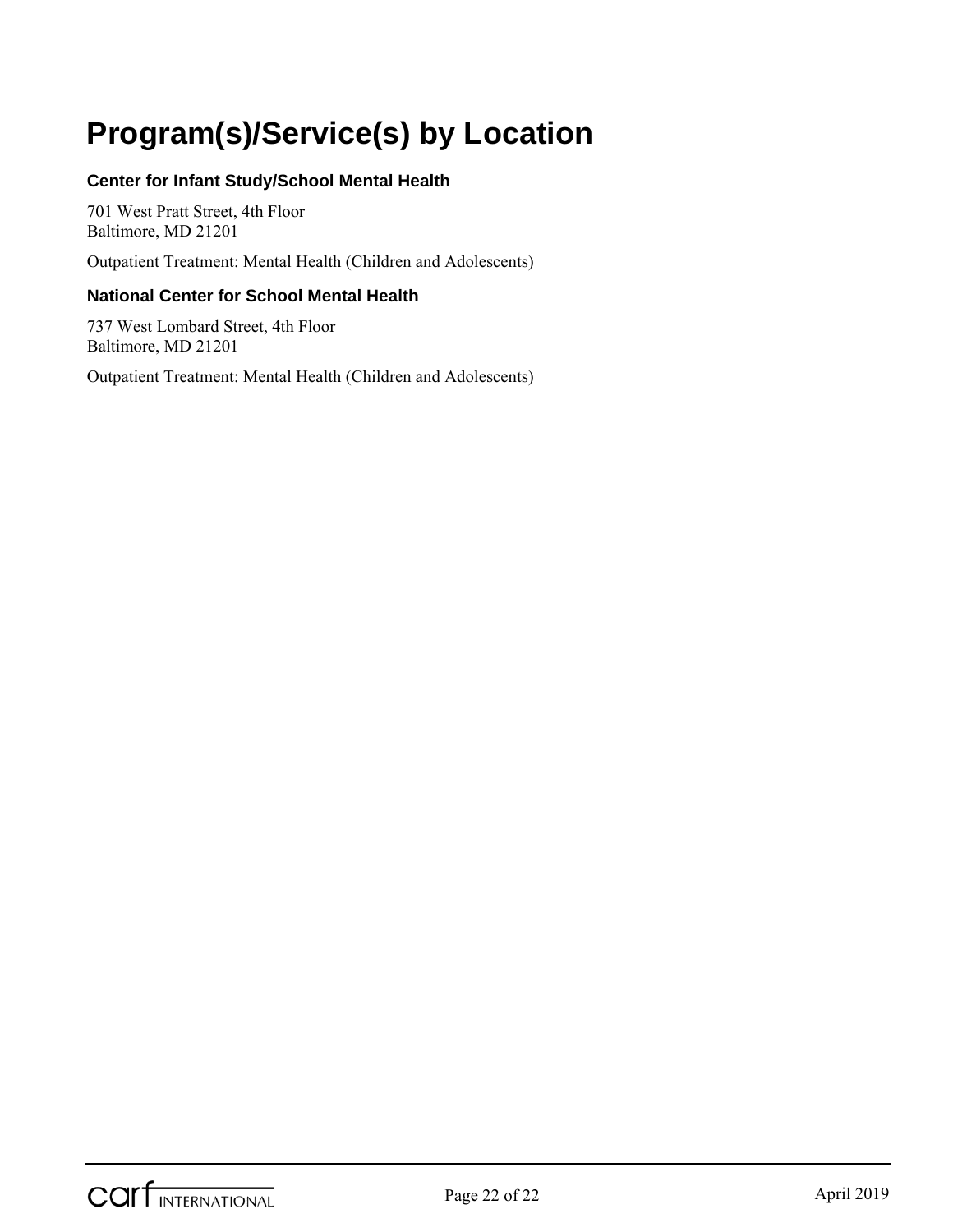# Program(s)/Service(s) by Location

### Center for Infant Study/School Mental Health

701 West Pratt Street, 4th Floor
Baltimore, MD 21201

Outpatient Treatment: Mental Health (Children and Adolescents)

### National Center for School Mental Health

737 West Lombard Street, 4th Floor
Baltimore, MD 21201

Outpatient Treatment: Mental Health (Children and Adolescents)